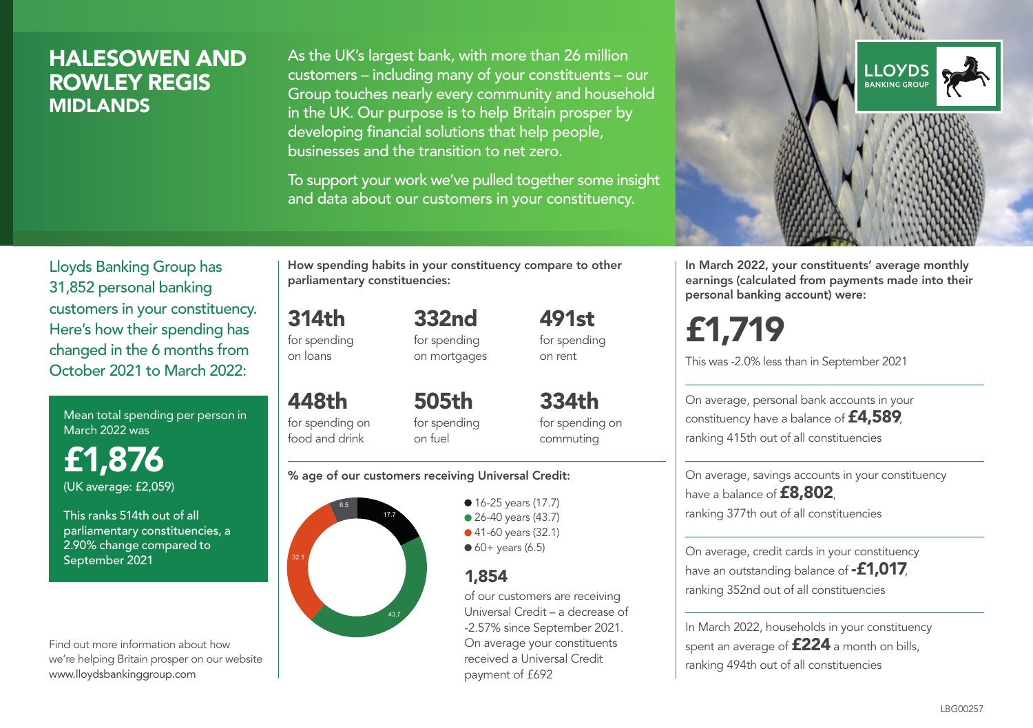# HALESOWEN AND ROWLEY REGIS

## MIDLANDS

As the UK's largest bank, with more than 26 million customers – including many of your constituents – our Group touches nearly every community and household in the UK. Our purpose is to help Britain prosper by developing financial solutions that help people, businesses and the transition to net zero.

To support your work we've pulled together some insight and data about our customers in your constituency.

LLOYDS BANKING GROUP

Lloyds Banking Group has 31,852 personal banking customers in your constituency. Here's how their spending has changed in the 6 months from October 2021 to March 2022:

Mean total spending per person in March 2022 was

**£1,876**

(UK average: £2,059)

This ranks 514th out of all parliamentary constituencies, a 2.90% change compared to September 2021

Find out more information about how we're helping Britain prosper on our website www.lloydsbankinggroup.com

How spending habits in your constituency compare to other parliamentary constituencies:

**314th** for spending on loans

**332nd** for spending on mortgages

**491st** for spending on rent

**448th** for spending on food and drink

**505th** for spending on fuel

**334th** for spending on commuting

% age of our customers receiving Universal Credit:

- 16-25 years (17.7)
- 26-40 years (43.7)
- 41-60 years (32.1)
- 60+ years (6.5)

**1,854**

of our customers are receiving Universal Credit – a decrease of -2.57% since September 2021. On average your constituents received a Universal Credit payment of £692

In March 2022, your constituents' average monthly earnings (calculated from payments made into their personal banking account) were:

**£1,719**

This was -2.0% less than in September 2021

On average, personal bank accounts in your constituency have a balance of **£4,589**, ranking 415th out of all constituencies

On average, savings accounts in your constituency have a balance of **£8,802**, ranking 377th out of all constituencies

On average, credit cards in your constituency have an outstanding balance of **-£1,017**, ranking 352nd out of all constituencies

In March 2022, households in your constituency spent an average of **£224** a month on bills, ranking 494th out of all constituencies

LBG00257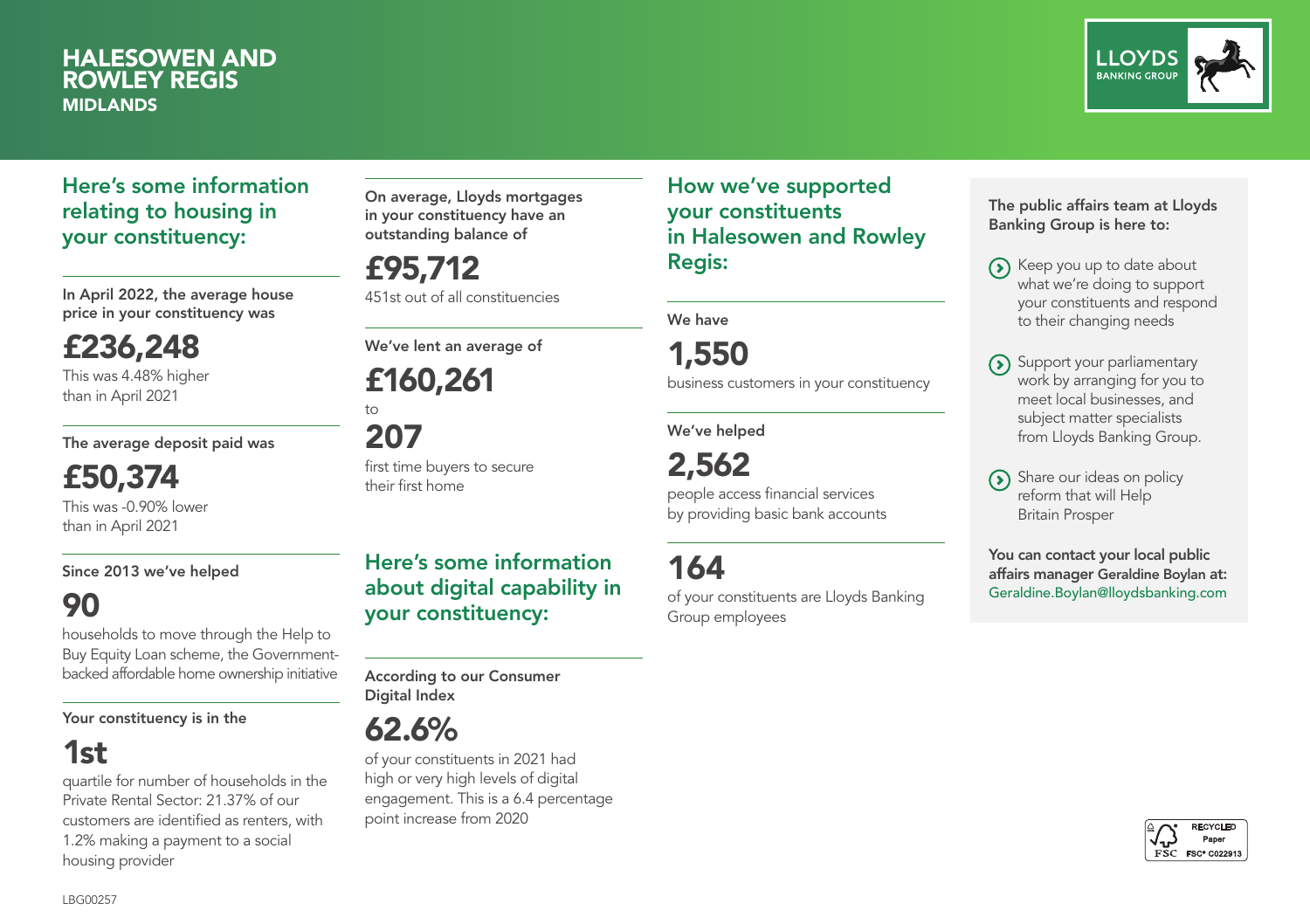# HALESOWEN AND ROWLEY REGIS

## MIDLANDS

## Here's some information relating to housing in your constituency:

**In April 2022, the average house price in your constituency was**

**£236,248**

This was 4.48% higher than in April 2021

**The average deposit paid was**

**£50,374**

This was -0.90% lower than in April 2021

**Since 2013 we've helped**

**90**

households to move through the Help to Buy Equity Loan scheme, the Government-backed affordable home ownership initiative

**Your constituency is in the**

**1st**

quartile for number of households in the Private Rental Sector: 21.37% of our customers are identified as renters, with 1.2% making a payment to a social housing provider

**On average, Lloyds mortgages in your constituency have an outstanding balance of**

**£95,712**

451st out of all constituencies

**We've lent an average of**

**£160,261**

to

**207**

first time buyers to secure their first home

## Here's some information about digital capability in your constituency:

**According to our Consumer Digital Index**

**62.6%**

of your constituents in 2021 had high or very high levels of digital engagement. This is a 6.4 percentage point increase from 2020

## How we've supported your constituents in Halesowen and Rowley Regis:

**We have**

**1,550**

business customers in your constituency

**We've helped**

**2,562**

people access financial services by providing basic bank accounts

**164**

of your constituents are Lloyds Banking Group employees

**The public affairs team at Lloyds Banking Group is here to:**

- Keep you up to date about what we're doing to support your constituents and respond to their changing needs
- Support your parliamentary work by arranging for you to meet local businesses, and subject matter specialists from Lloyds Banking Group.
- Share our ideas on policy reform that will Help Britain Prosper

**You can contact your local public affairs manager Geraldine Boylan at:**
Geraldine.Boylan@lloydsbanking.com

LBG00257